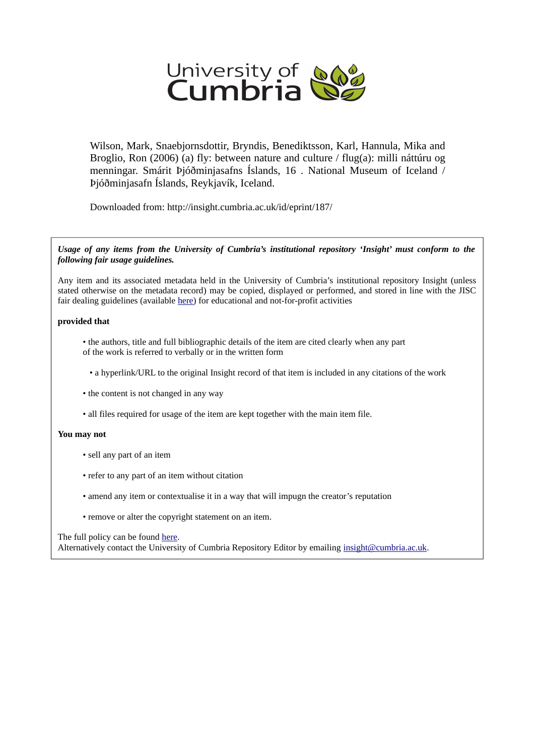University of Cumbria

Wilson, Mark, Snaebjornsdottir, Bryndis, Benediktsson, Karl, Hannula, Mika and Broglio, Ron (2006) (a) fly: between nature and culture / flug(a): milli náttúru og menningar. Smárit Þjóðminjasafns Íslands, 16 . National Museum of Iceland / Þjóðminjasafn Íslands, Reykjavík, Iceland.

Downloaded from: http://insight.cumbria.ac.uk/id/eprint/187/

***Usage of any items from the University of Cumbria's institutional repository 'Insight' must conform to the following fair usage guidelines.***

Any item and its associated metadata held in the University of Cumbria's institutional repository Insight (unless stated otherwise on the metadata record) may be copied, displayed or performed, and stored in line with the JISC fair dealing guidelines (available here) for educational and not-for-profit activities

**provided that**

- the authors, title and full bibliographic details of the item are cited clearly when any part of the work is referred to verbally or in the written form
- a hyperlink/URL to the original Insight record of that item is included in any citations of the work
- the content is not changed in any way
- all files required for usage of the item are kept together with the main item file.

**You may not**

- sell any part of an item
- refer to any part of an item without citation
- amend any item or contextualise it in a way that will impugn the creator's reputation
- remove or alter the copyright statement on an item.

The full policy can be found here.
Alternatively contact the University of Cumbria Repository Editor by emailing insight@cumbria.ac.uk.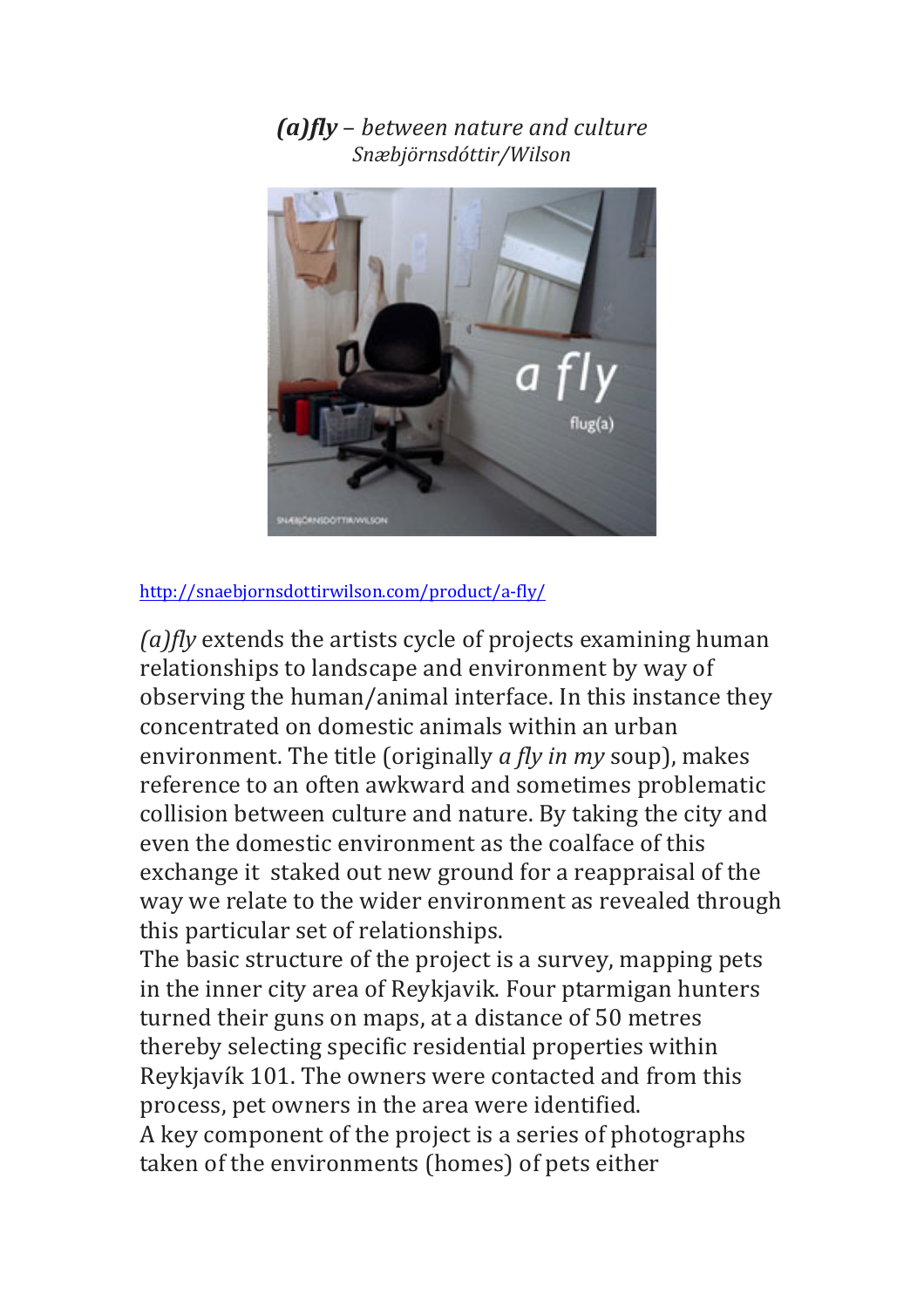***(a)fly*** *– between nature and culture*
*Snæbjörnsdóttir/Wilson*

http://snaebjornsdottirwilson.com/product/a-fly/

*(a)fly* extends the artists cycle of projects examining human relationships to landscape and environment by way of observing the human/animal interface. In this instance they concentrated on domestic animals within an urban environment. The title (originally *a fly in my* soup), makes reference to an often awkward and sometimes problematic collision between culture and nature. By taking the city and even the domestic environment as the coalface of this exchange it staked out new ground for a reappraisal of the way we relate to the wider environment as revealed through this particular set of relationships.
The basic structure of the project is a survey, mapping pets in the inner city area of Reykjavik. Four ptarmigan hunters turned their guns on maps, at a distance of 50 metres thereby selecting specific residential properties within Reykjavík 101. The owners were contacted and from this process, pet owners in the area were identified.
A key component of the project is a series of photographs taken of the environments (homes) of pets either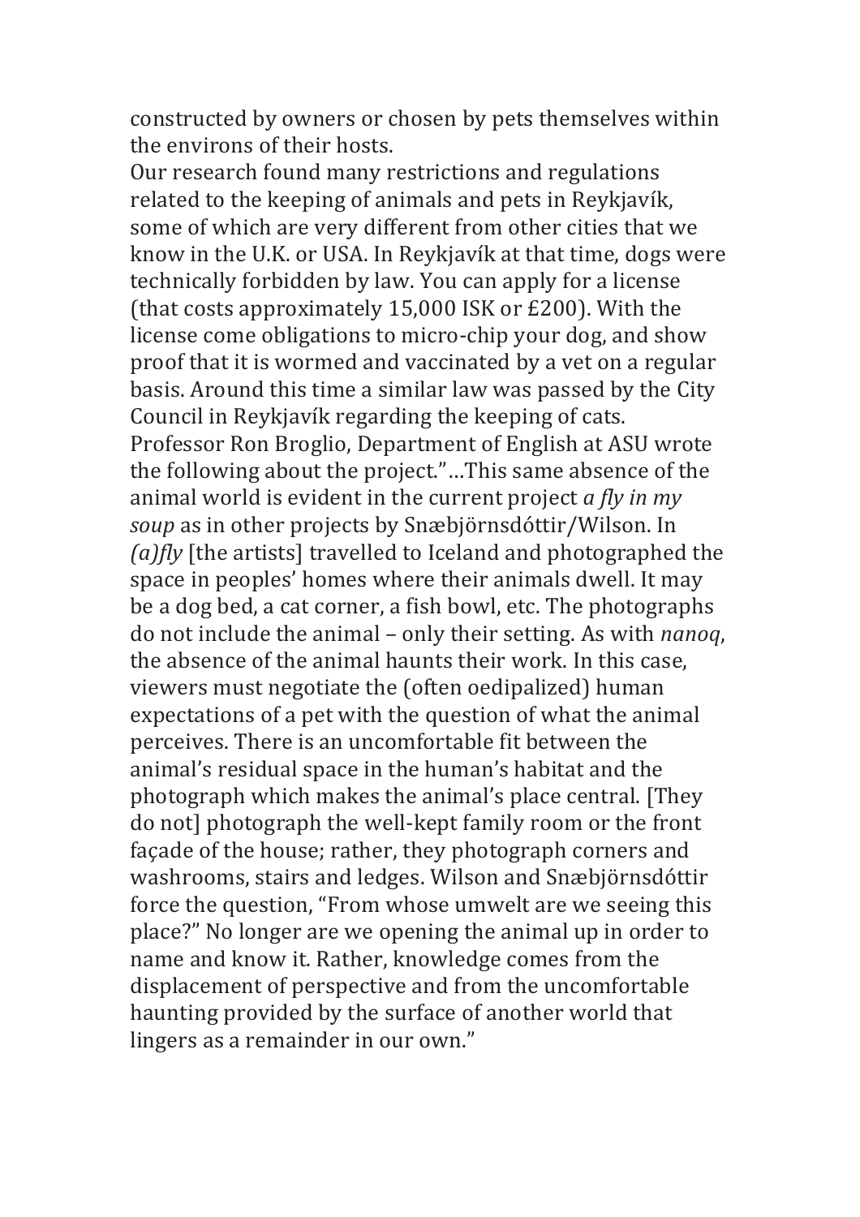constructed by owners or chosen by pets themselves within the environs of their hosts.

Our research found many restrictions and regulations related to the keeping of animals and pets in Reykjavík, some of which are very different from other cities that we know in the U.K. or USA. In Reykjavík at that time, dogs were technically forbidden by law. You can apply for a license (that costs approximately 15,000 ISK or £200). With the license come obligations to micro-chip your dog, and show proof that it is wormed and vaccinated by a vet on a regular basis. Around this time a similar law was passed by the City Council in Reykjavík regarding the keeping of cats.

Professor Ron Broglio, Department of English at ASU wrote the following about the project."…This same absence of the animal world is evident in the current project *a fly in my soup* as in other projects by Snæbjörnsdóttir/Wilson. In *(a)fly* [the artists] travelled to Iceland and photographed the space in peoples' homes where their animals dwell. It may be a dog bed, a cat corner, a fish bowl, etc. The photographs do not include the animal – only their setting. As with *nanoq*, the absence of the animal haunts their work. In this case, viewers must negotiate the (often oedipalized) human expectations of a pet with the question of what the animal perceives. There is an uncomfortable fit between the animal's residual space in the human's habitat and the photograph which makes the animal's place central. [They do not] photograph the well-kept family room or the front façade of the house; rather, they photograph corners and washrooms, stairs and ledges. Wilson and Snæbjörnsdóttir force the question, "From whose umwelt are we seeing this place?" No longer are we opening the animal up in order to name and know it. Rather, knowledge comes from the displacement of perspective and from the uncomfortable haunting provided by the surface of another world that lingers as a remainder in our own."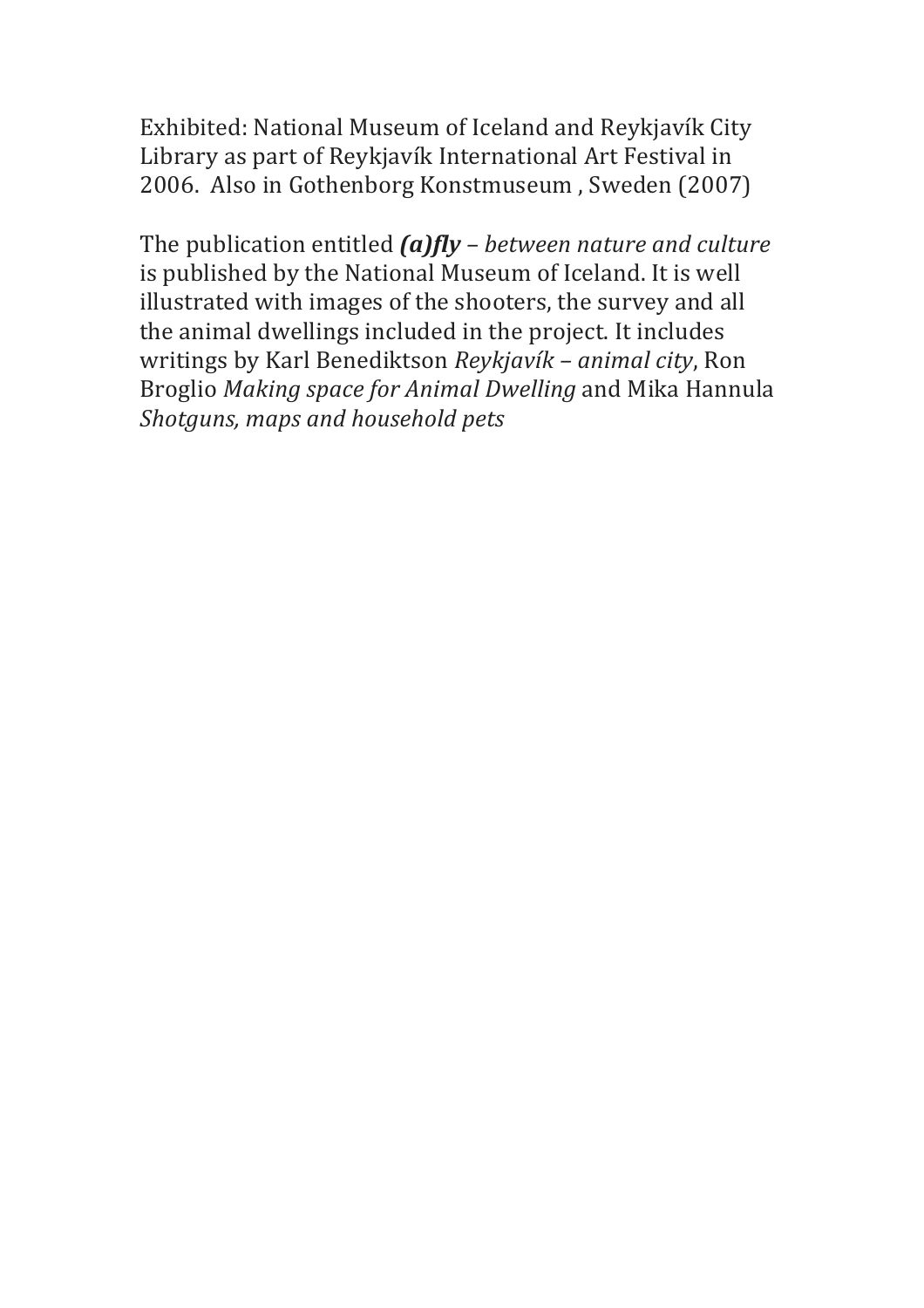Exhibited: National Museum of Iceland and Reykjavík City Library as part of Reykjavík International Art Festival in 2006. Also in Gothenborg Konstmuseum , Sweden (2007)

The publication entitled ***(a)fly*** – *between nature and culture* is published by the National Museum of Iceland. It is well illustrated with images of the shooters, the survey and all the animal dwellings included in the project. It includes writings by Karl Benediktson *Reykjavík – animal city*, Ron Broglio *Making space for Animal Dwelling* and Mika Hannula *Shotguns, maps and household pets*